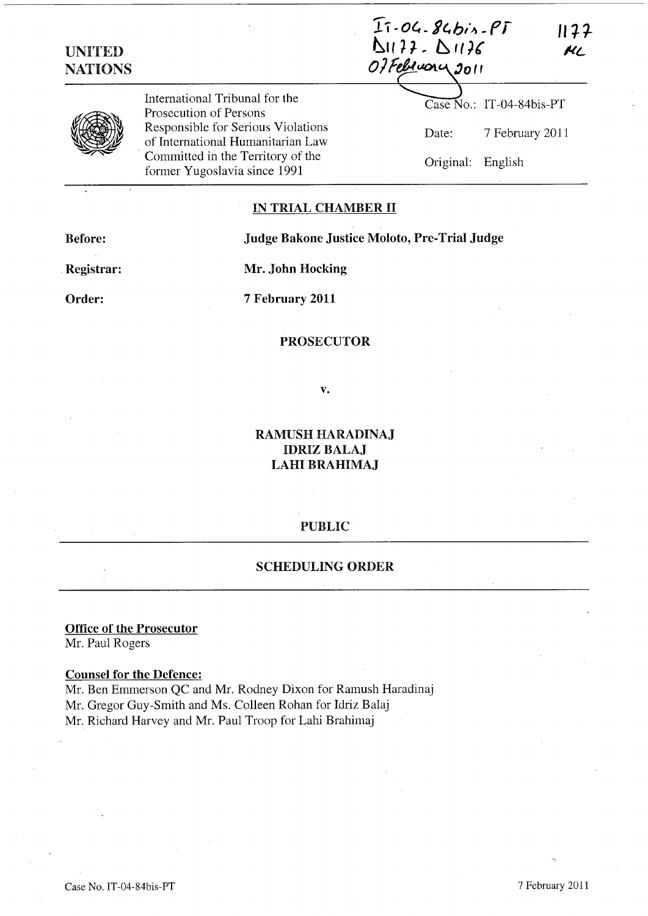IT-04-84bis-PT
D1177 - D1176
07 February 2011

1177
ML

UNITED NATIONS

International Tribunal for the Prosecution of Persons Responsible for Serious Violations of International Humanitarian Law Committed in the Territory of the former Yugoslavia since 1991

Case No.: IT-04-84bis-PT

Date: 7 February 2011

Original: English

## IN TRIAL CHAMBER II

**Before:** **Judge Bakone Justice Moloto, Pre-Trial Judge**

**Registrar:** **Mr. John Hocking**

**Order:** **7 February 2011**

**PROSECUTOR**

**v.**

**RAMUSH HARADINAJ**
**IDRIZ BALAJ**
**LAHI BRAHIMAJ**

**PUBLIC**

## SCHEDULING ORDER

**Office of the Prosecutor**
Mr. Paul Rogers

**Counsel for the Defence:**
Mr. Ben Emmerson QC and Mr. Rodney Dixon for Ramush Haradinaj
Mr. Gregor Guy-Smith and Ms. Colleen Rohan for Idriz Balaj
Mr. Richard Harvey and Mr. Paul Troop for Lahi Brahimaj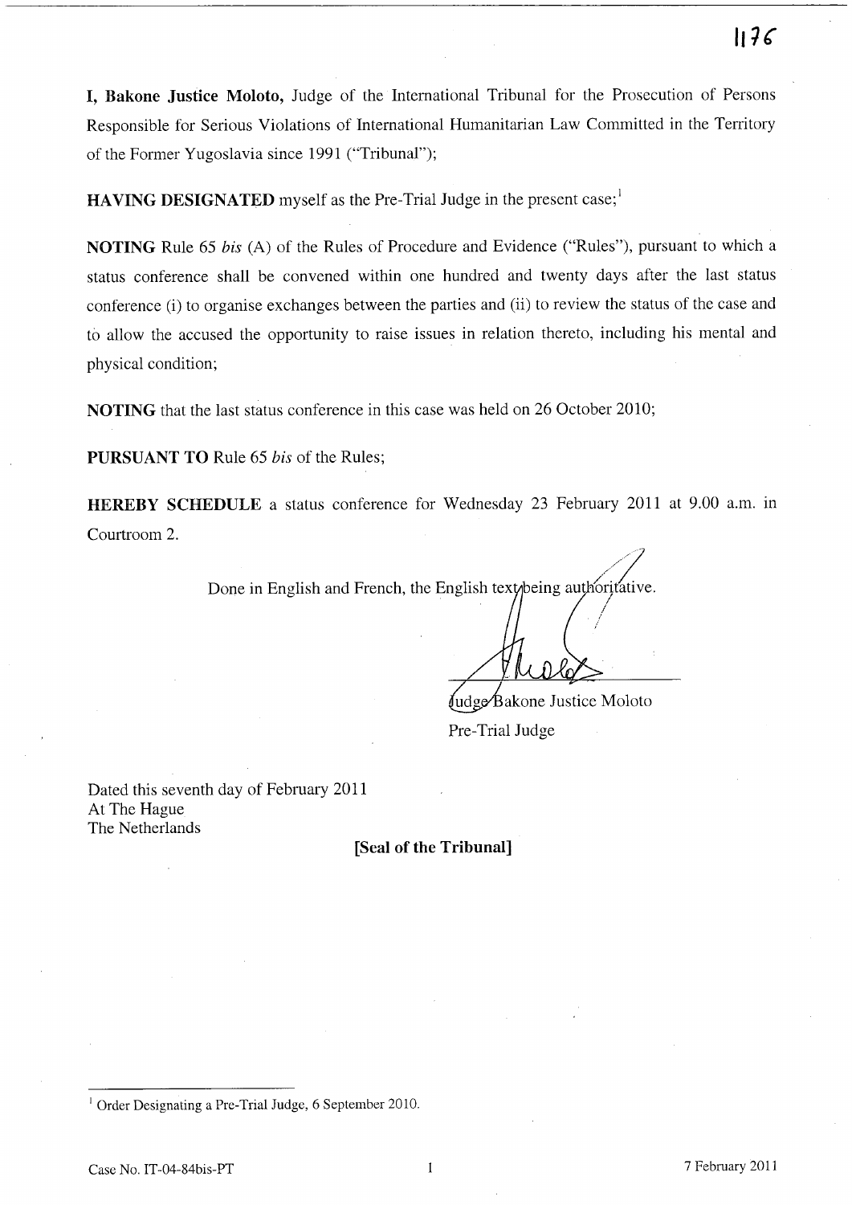**I, Bakone Justice Moloto,** Judge of the International Tribunal for the Prosecution of Persons Responsible for Serious Violations of International Humanitarian Law Committed in the Territory of the Former Yugoslavia since 1991 ("Tribunal");

**HAVING DESIGNATED** myself as the Pre-Trial Judge in the present case;[1]

**NOTING** Rule 65 *bis* (A) of the Rules of Procedure and Evidence ("Rules"), pursuant to which a status conference shall be convened within one hundred and twenty days after the last status conference (i) to organise exchanges between the parties and (ii) to review the status of the case and to allow the accused the opportunity to raise issues in relation thereto, including his mental and physical condition;

**NOTING** that the last status conference in this case was held on 26 October 2010;

**PURSUANT TO** Rule 65 *bis* of the Rules;

**HEREBY SCHEDULE** a status conference for Wednesday 23 February 2011 at 9.00 a.m. in Courtroom 2.

Done in English and French, the English text being authoritative.

Judge Bakone Justice Moloto
Pre-Trial Judge

Dated this seventh day of February 2011
At The Hague
The Netherlands

**[Seal of the Tribunal]**

---

[1] Order Designating a Pre-Trial Judge, 6 September 2010.